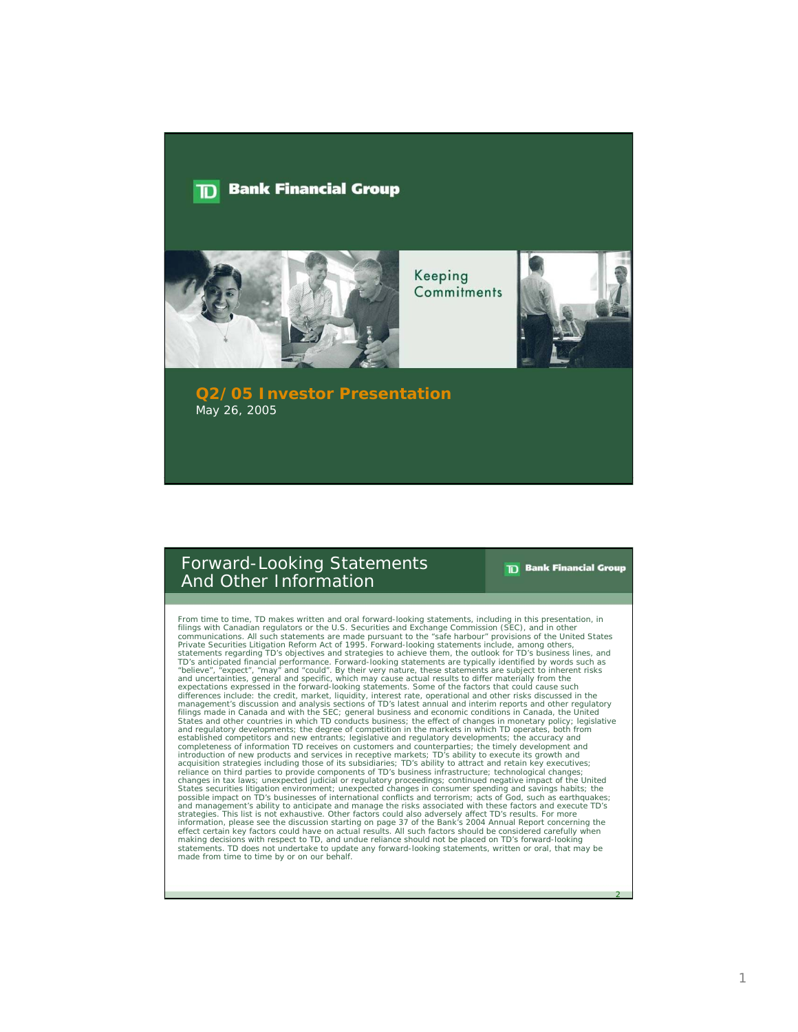TD Bank Financial Group

Keeping Commitments

# Q2/05 Investor Presentation

May 26, 2005

## Forward-Looking Statements And Other Information

From time to time, TD makes written and oral forward-looking statements, including in this presentation, in filings with Canadian regulators or the U.S. Securities and Exchange Commission (SEC), and in other communications. All such statements are made pursuant to the "safe harbour" provisions of the United States Private Securities Litigation Reform Act of 1995. Forward-looking statements include, among others, statements regarding TD's objectives and strategies to achieve them, the outlook for TD's business lines, and TD's anticipated financial performance. Forward-looking statements are typically identified by words such as "believe", "expect", "may" and "could". By their very nature, these statements are subject to inherent risks and uncertainties, general and specific, which may cause actual results to differ materially from the expectations expressed in the forward-looking statements. Some of the factors that could cause such differences include: the credit, market, liquidity, interest rate, operational and other risks discussed in the management's discussion and analysis sections of TD's latest annual and interim reports and other regulatory filings made in Canada and with the SEC; general business and economic conditions in Canada, the United States and other countries in which TD conducts business; the effect of changes in monetary policy; legislative and regulatory developments; the degree of competition in the markets in which TD operates, both from established competitors and new entrants; legislative and regulatory developments; the accuracy and completeness of information TD receives on customers and counterparties; the timely development and introduction of new products and services in receptive markets; TD's ability to execute its growth and acquisition strategies including those of its subsidiaries; TD's ability to attract and retain key executives; reliance on third parties to provide components of TD's business infrastructure; technological changes; changes in tax laws; unexpected judicial or regulatory proceedings; continued negative impact of the United States securities litigation environment; unexpected changes in consumer spending and savings habits; the possible impact on TD's businesses of international conflicts and terrorism; acts of God, such as earthquakes; and management's ability to anticipate and manage the risks associated with these factors and execute TD's strategies. This list is not exhaustive. Other factors could also adversely affect TD's results. For more information, please see the discussion starting on page 37 of the Bank's 2004 Annual Report concerning the effect certain key factors could have on actual results. All such factors should be considered carefully when making decisions with respect to TD, and undue reliance should not be placed on TD's forward-looking statements. TD does not undertake to update any forward-looking statements, written or oral, that may be made from time to time by or on our behalf.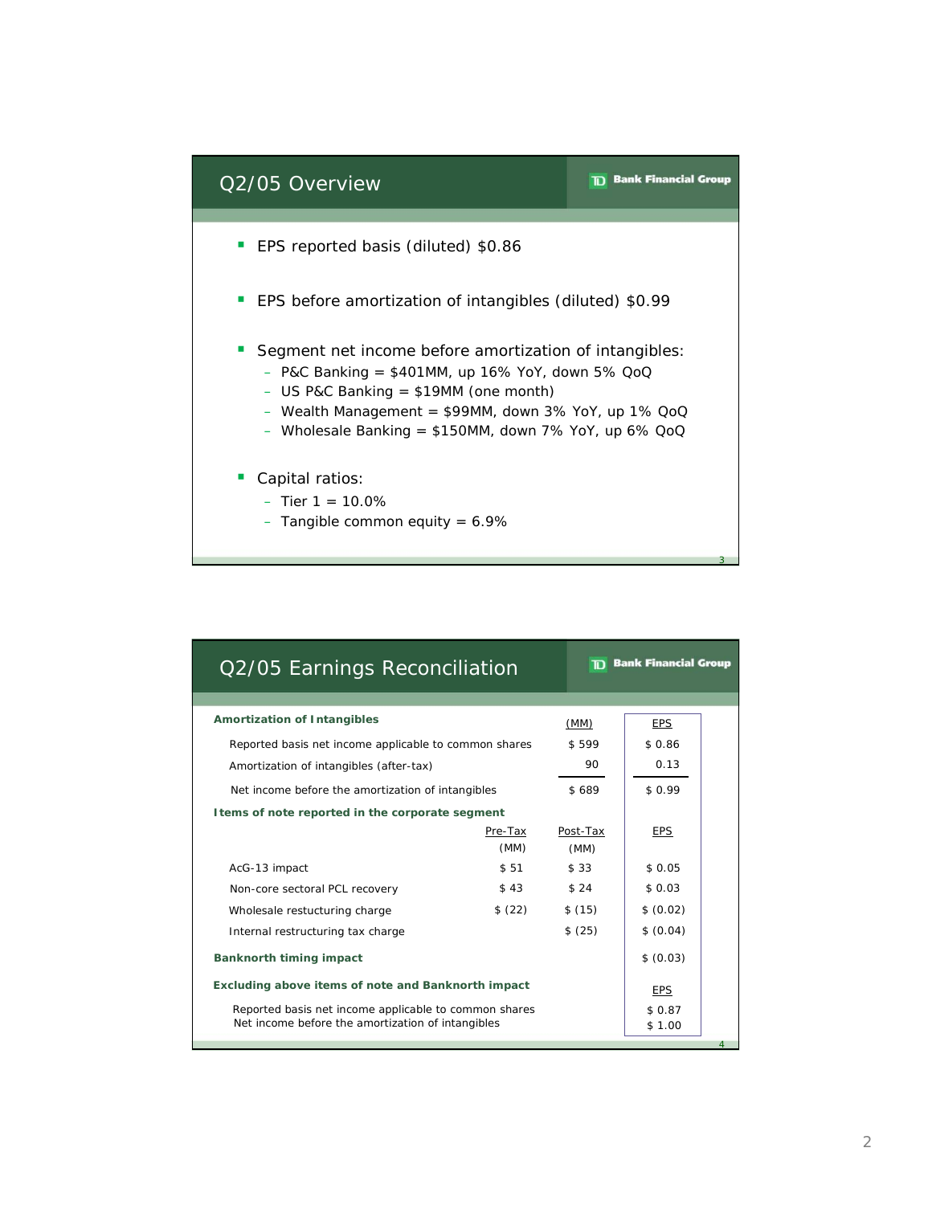## Q2/05 Overview

- EPS reported basis (diluted) $0.86
- EPS before amortization of intangibles (diluted) $0.99
- Segment net income before amortization of intangibles:
  - P&C Banking = $401MM, up 16% YoY, down 5% QoQ
  - US P&C Banking = $19MM (one month)
  - Wealth Management = $99MM, down 3% YoY, up 1% QoQ
  - Wholesale Banking = $150MM, down 7% YoY, up 6% QoQ
- Capital ratios:
  - Tier 1 = 10.0%
  - Tangible common equity = 6.9%

## Q2/05 Earnings Reconciliation

**Amortization of Intangibles**

| | (MM) | EPS |
|---|---|---|
| Reported basis net income applicable to common shares | $ 599 | $ 0.86 |
| Amortization of intangibles (after-tax) | 90 | 0.13 |
| Net income before the amortization of intangibles | $ 689 | $ 0.99 |

**Items of note reported in the corporate segment**

| | Pre-Tax (MM) | Post-Tax (MM) | EPS |
|---|---|---|---|
| AcG-13 impact | $ 51 | $ 33 | $ 0.05 |
| Non-core sectoral PCL recovery | $ 43 | $ 24 | $ 0.03 |
| Wholesale restucturing charge | $ (22) | $ (15) | $ (0.02) |
| Internal restructuring tax charge | | $ (25) | $ (0.04) |
| **Banknorth timing impact** | | | $ (0.03) |

**Excluding above items of note and Banknorth impact**

| | EPS |
|---|---|
| Reported basis net income applicable to common shares | $ 0.87 |
| Net income before the amortization of intangibles | $ 1.00 |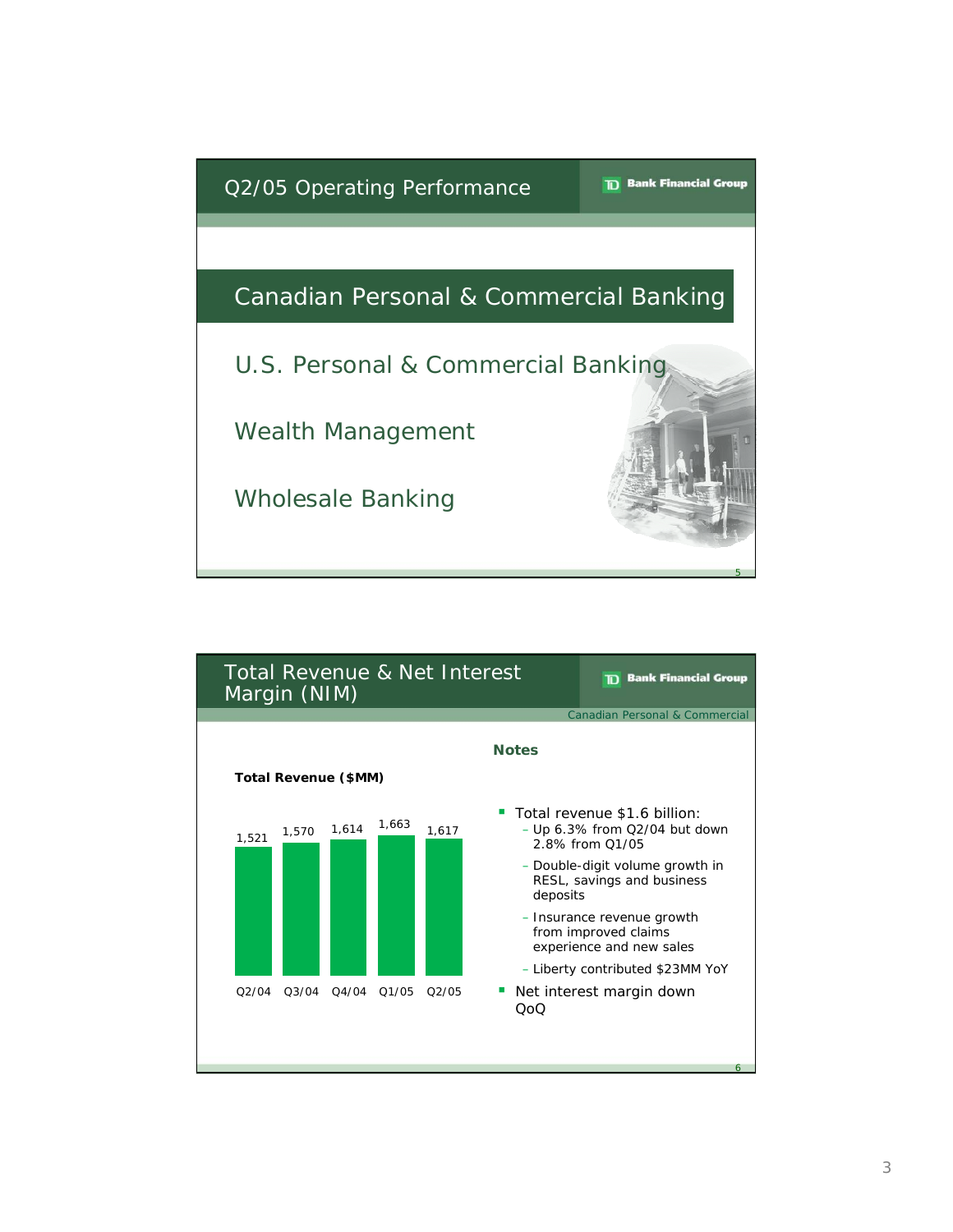## Q2/05 Operating Performance

TD Bank Financial Group

### Canadian Personal & Commercial Banking

U.S. Personal & Commercial Banking

Wealth Management

Wholesale Banking

## Total Revenue & Net Interest Margin (NIM)

TD Bank Financial Group

Canadian Personal & Commercial

**Total Revenue ($MM)**

| Q2/04 | Q3/04 | Q4/04 | Q1/05 | Q2/05 |
|---|---|---|---|---|
| 1,521 | 1,570 | 1,614 | 1,663 | 1,617 |

**Notes**

- Total revenue $1.6 billion:
  - Up 6.3% from Q2/04 but down 2.8% from Q1/05
  - Double-digit volume growth in RESL, savings and business deposits
  - Insurance revenue growth from improved claims experience and new sales
  - Liberty contributed $23MM YoY
- Net interest margin down QoQ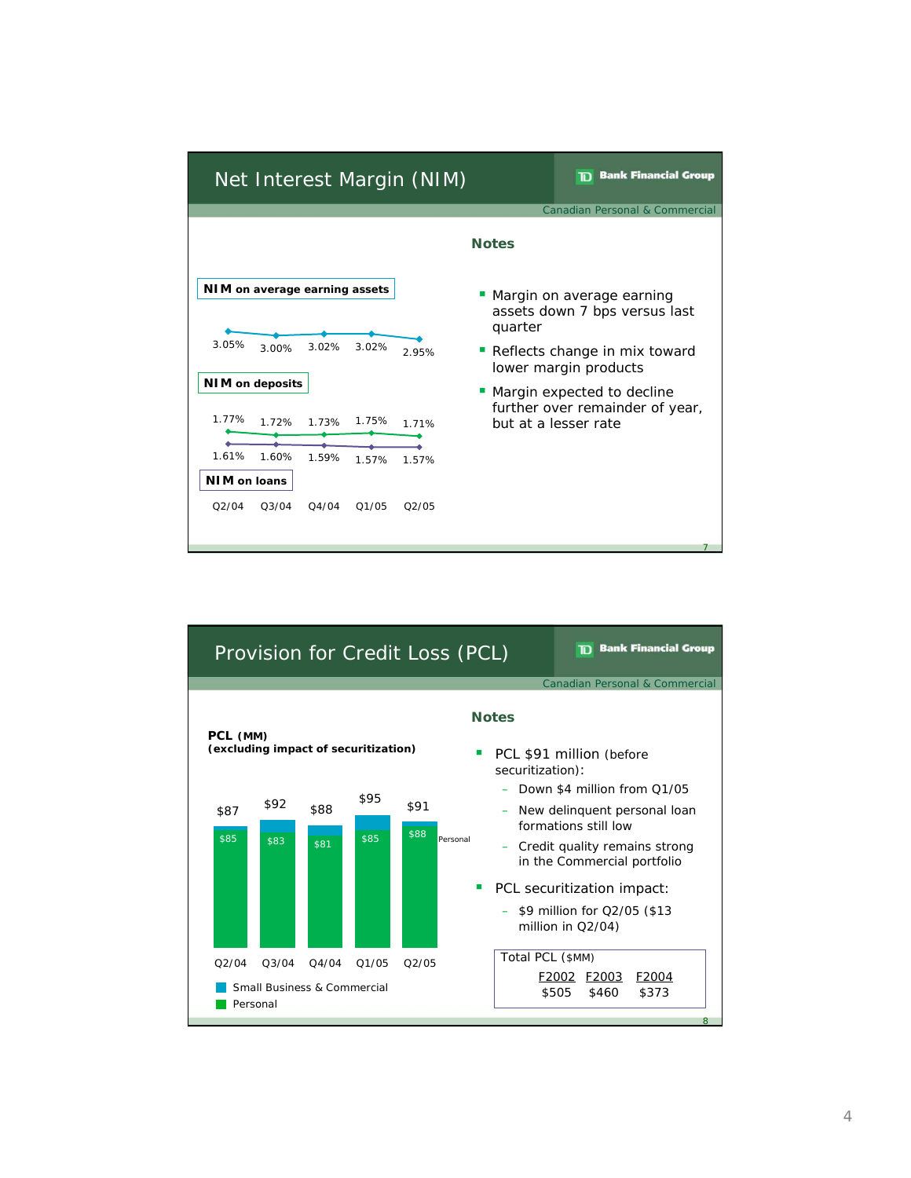## Net Interest Margin (NIM)

TD Bank Financial Group

Canadian Personal & Commercial

**NIM on average earning assets**

| Q2/04 | Q3/04 | Q4/04 | Q1/05 | Q2/05 |
|---|---|---|---|---|
| 3.05% | 3.00% | 3.02% | 3.02% | 2.95% |

**NIM on deposits**

| Q2/04 | Q3/04 | Q4/04 | Q1/05 | Q2/05 |
|---|---|---|---|---|
| 1.77% | 1.72% | 1.73% | 1.75% | 1.71% |

**NIM on loans**

| Q2/04 | Q3/04 | Q4/04 | Q1/05 | Q2/05 |
|---|---|---|---|---|
| 1.61% | 1.60% | 1.59% | 1.57% | 1.57% |

**Notes**

- Margin on average earning assets down 7 bps versus last quarter
- Reflects change in mix toward lower margin products
- Margin expected to decline further over remainder of year, but at a lesser rate

## Provision for Credit Loss (PCL)

TD Bank Financial Group

Canadian Personal & Commercial

**PCL (MM)**
**(excluding impact of securitization)**

| | Q2/04 | Q3/04 | Q4/04 | Q1/05 | Q2/05 |
|---|---|---|---|---|---|
| Total | $87 | $92 | $88 | $95 | $91 |
| Personal | $85 | $83 | $81 | $85 | $88 |

Small Business & Commercial
Personal

**Notes**

- PCL $91 million (before securitization):
  - Down $4 million from Q1/05
  - New delinquent personal loan formations still low
  - Credit quality remains strong in the Commercial portfolio
- PCL securitization impact:
  - $9 million for Q2/05 ($13 million in Q2/04)

Total PCL ($MM)

| F2002 | F2003 | F2004 |
|---|---|---|
| $505 | $460 | $373 |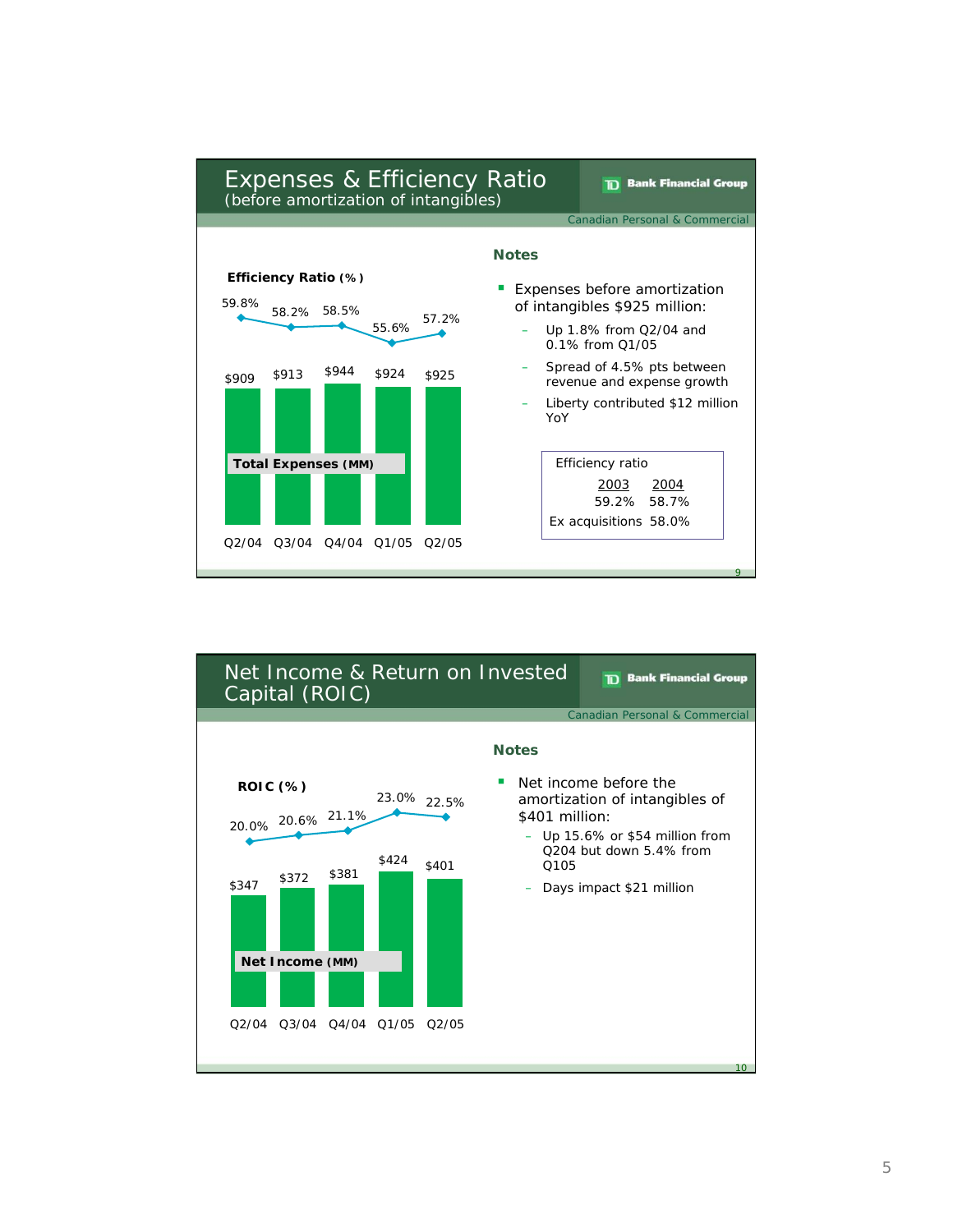## Expenses & Efficiency Ratio
(before amortization of intangibles)

TD Bank Financial Group

Canadian Personal & Commercial

**Efficiency Ratio (%)**

| | Q2/04 | Q3/04 | Q4/04 | Q1/05 | Q2/05 |
|---|---|---|---|---|---|
| Efficiency Ratio (%) | 59.8% | 58.2% | 58.5% | 55.6% | 57.2% |
| Total Expenses (MM) | $909 | $913 | $944 | $924 | $925 |

**Notes**

- Expenses before amortization of intangibles $925 million:
  - Up 1.8% from Q2/04 and 0.1% from Q1/05
  - Spread of 4.5% pts between revenue and expense growth
  - Liberty contributed $12 million YoY

Efficiency ratio

| | 2003 | 2004 |
|---|---|---|
| | 59.2% | 58.7% |
| Ex acquisitions | | 58.0% |

## Net Income & Return on Invested Capital (ROIC)

TD Bank Financial Group

Canadian Personal & Commercial

**ROIC (%)**

| | Q2/04 | Q3/04 | Q4/04 | Q1/05 | Q2/05 |
|---|---|---|---|---|---|
| ROIC (%) | 20.0% | 20.6% | 21.1% | 23.0% | 22.5% |
| Net Income (MM) | $347 | $372 | $381 | $424 | $401 |

**Notes**

- Net income before the amortization of intangibles of $401 million:
  - Up 15.6% or $54 million from Q204 but down 5.4% from Q105
  - Days impact $21 million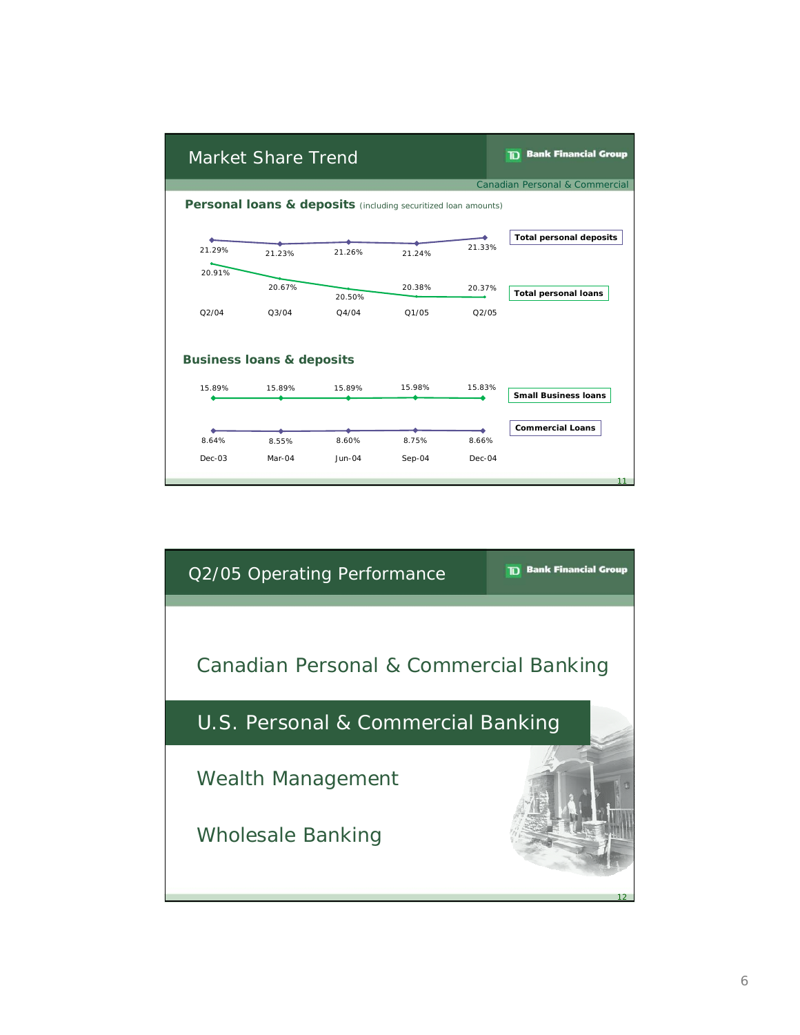## Market Share Trend

TD Bank Financial Group

Canadian Personal & Commercial

### Personal loans & deposits (including securitized loan amounts)

| | Q2/04 | Q3/04 | Q4/04 | Q1/05 | Q2/05 |
|---|---|---|---|---|---|
| Total personal deposits | 21.29% | 21.23% | 21.26% | 21.24% | 21.33% |
| Total personal loans | 20.91% | 20.67% | 20.50% | 20.38% | 20.37% |

### Business loans & deposits

| | Dec-03 | Mar-04 | Jun-04 | Sep-04 | Dec-04 |
|---|---|---|---|---|---|
| Small Business loans | 15.89% | 15.89% | 15.89% | 15.98% | 15.83% |
| Commercial Loans | 8.64% | 8.55% | 8.60% | 8.75% | 8.66% |

## Q2/05 Operating Performance

TD Bank Financial Group

- Canadian Personal & Commercial Banking
- **U.S. Personal & Commercial Banking**
- Wealth Management
- Wholesale Banking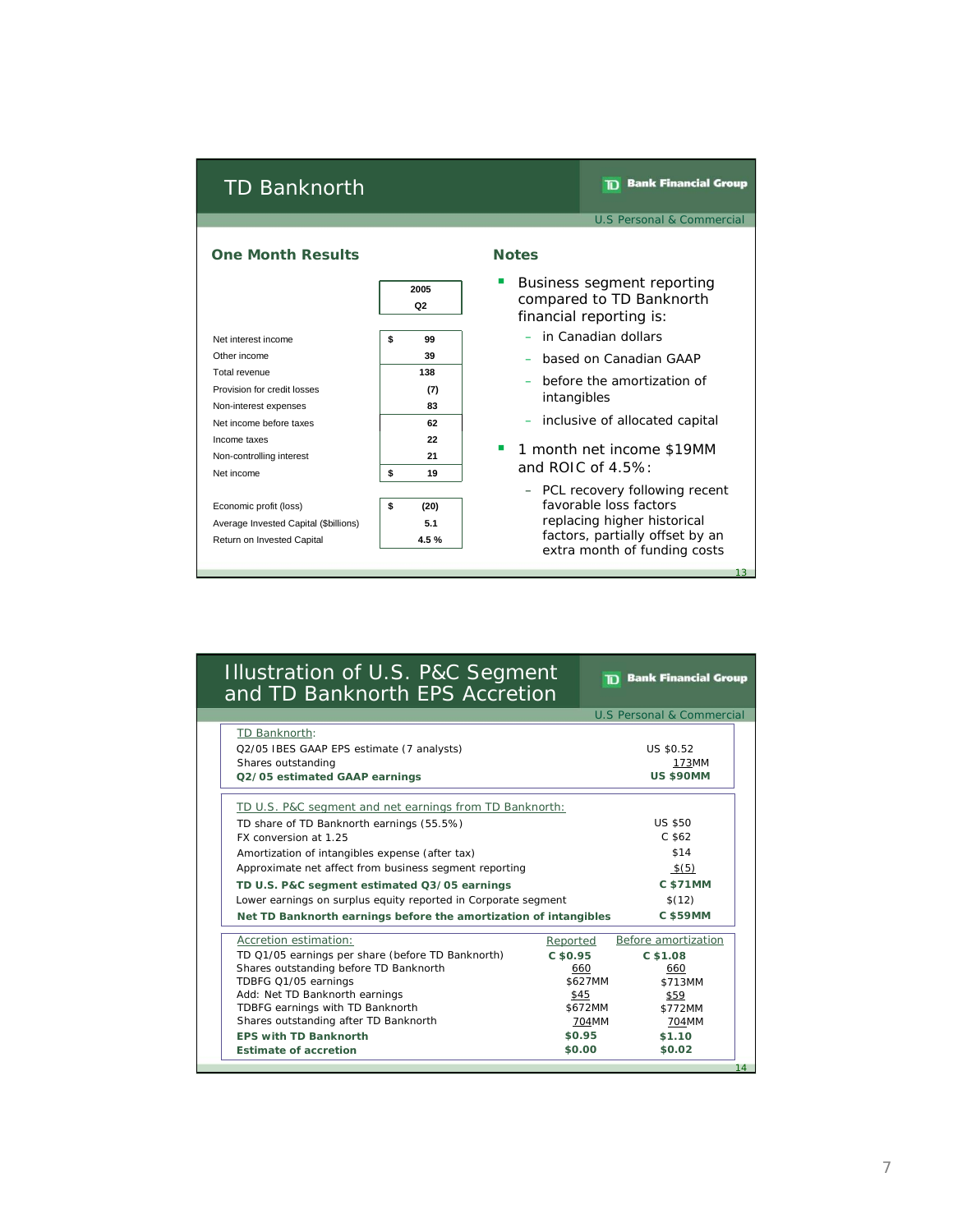# TD Banknorth

TD Bank Financial Group

U.S Personal & Commercial

## One Month Results

| | 2005 Q2 |
|---|---|
| Net interest income | $ 99 |
| Other income | 39 |
| Total revenue | 138 |
| Provision for credit losses | (7) |
| Non-interest expenses | 83 |
| Net income before taxes | 62 |
| Income taxes | 22 |
| Non-controlling interest | 21 |
| Net income | $ 19 |
| | |
| Economic profit (loss) | $ (20) |
| Average Invested Capital ($billions) | 5.1 |
| Return on Invested Capital | 4.5 % |

## Notes

- Business segment reporting compared to TD Banknorth financial reporting is:
  - in Canadian dollars
  - based on Canadian GAAP
  - before the amortization of intangibles
  - inclusive of allocated capital
- 1 month net income $19MM and ROIC of 4.5%:
  - PCL recovery following recent favorable loss factors replacing higher historical factors, partially offset by an extra month of funding costs

# Illustration of U.S. P&C Segment and TD Banknorth EPS Accretion

TD Bank Financial Group

U.S Personal & Commercial

| TD Banknorth: | |
|---|---|
| Q2/05 IBES GAAP EPS estimate (7 analysts) | US $0.52 |
| Shares outstanding | 173MM |
| **Q2/05 estimated GAAP earnings** | **US $90MM** |

| TD U.S. P&C segment and net earnings from TD Banknorth: | |
|---|---|
| TD share of TD Banknorth earnings (55.5%) | US $50 |
| FX conversion at 1.25 | C $62 |
| Amortization of intangibles expense (after tax) | $14 |
| Approximate net affect from business segment reporting | $(5) |
| **TD U.S. P&C segment estimated Q3/05 earnings** | **C $71MM** |
| Lower earnings on surplus equity reported in Corporate segment | $(12) |
| **Net TD Banknorth earnings before the amortization of intangibles** | **C $59MM** |

| Accretion estimation: | Reported | Before amortization |
|---|---|---|
| TD Q1/05 earnings per share (before TD Banknorth) | **C $0.95** | **C $1.08** |
| Shares outstanding before TD Banknorth | 660 | 660 |
| TDBFG Q1/05 earnings | $627MM | $713MM |
| Add: Net TD Banknorth earnings | $45 | $59 |
| TDBFG earnings with TD Banknorth | $672MM | $772MM |
| Shares outstanding after TD Banknorth | 704MM | 704MM |
| **EPS with TD Banknorth** | **$0.95** | **$1.10** |
| **Estimate of accretion** | **$0.00** | **$0.02** |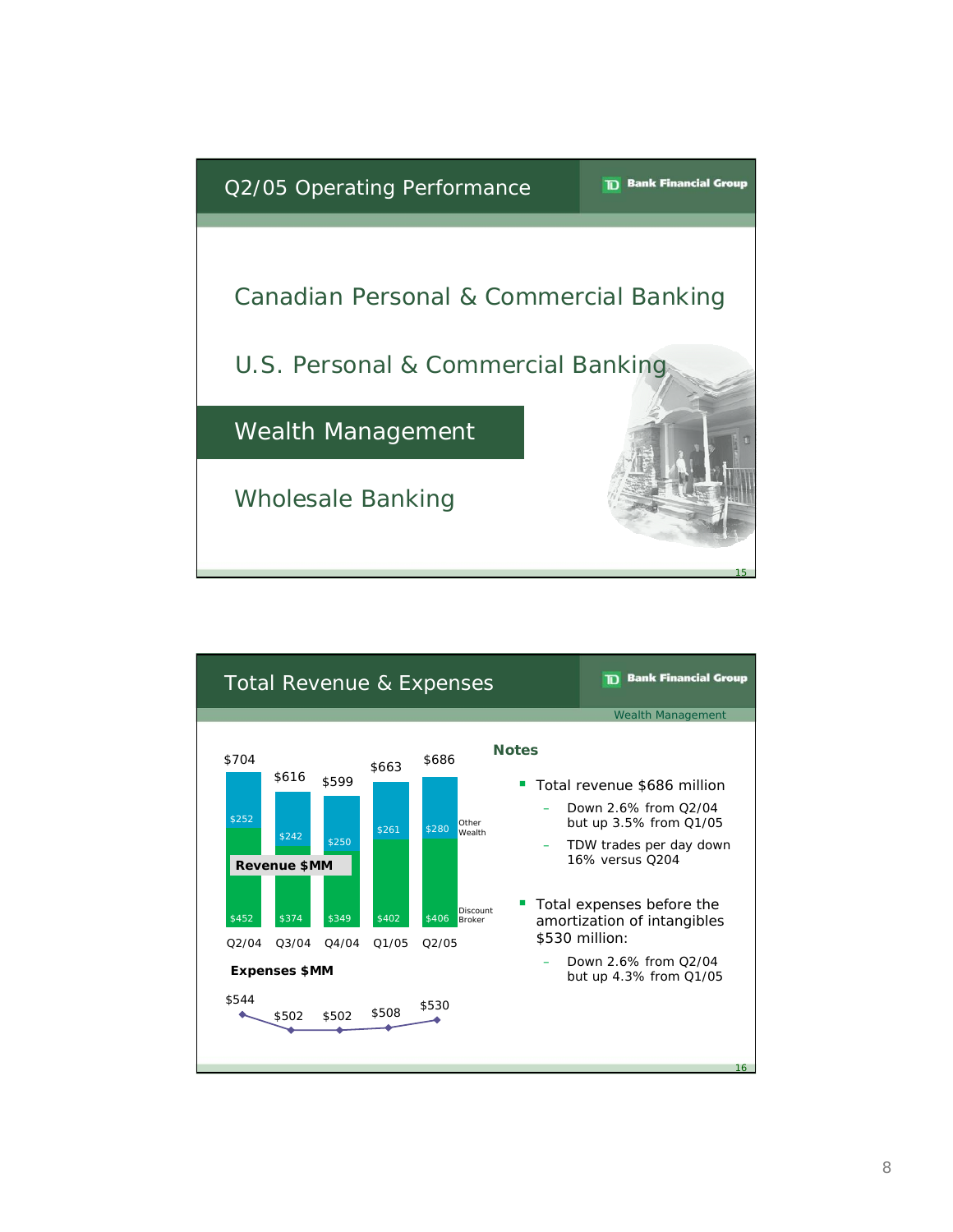## Q2/05 Operating Performance

TD Bank Financial Group

- Canadian Personal & Commercial Banking
- U.S. Personal & Commercial Banking
- **Wealth Management**
- Wholesale Banking

## Total Revenue & Expenses

TD Bank Financial Group

Wealth Management

**Revenue $MM**

| | Q2/04 | Q3/04 | Q4/04 | Q1/05 | Q2/05 |
|---|---|---|---|---|---|
| Other Wealth | $252 | $242 | $250 | $261 | $280 |
| Discount Broker | $452 | $374 | $349 | $402 | $406 |
| Total | $704 | $616 | $599 | $663 | $686 |

**Expenses $MM**

| Q2/04 | Q3/04 | Q4/04 | Q1/05 | Q2/05 |
|---|---|---|---|---|
| $544 | $502 | $502 | $508 | $530 |

**Notes**

- Total revenue $686 million
  - Down 2.6% from Q2/04 but up 3.5% from Q1/05
  - TDW trades per day down 16% versus Q204
- Total expenses before the amortization of intangibles $530 million:
  - Down 2.6% from Q2/04 but up 4.3% from Q1/05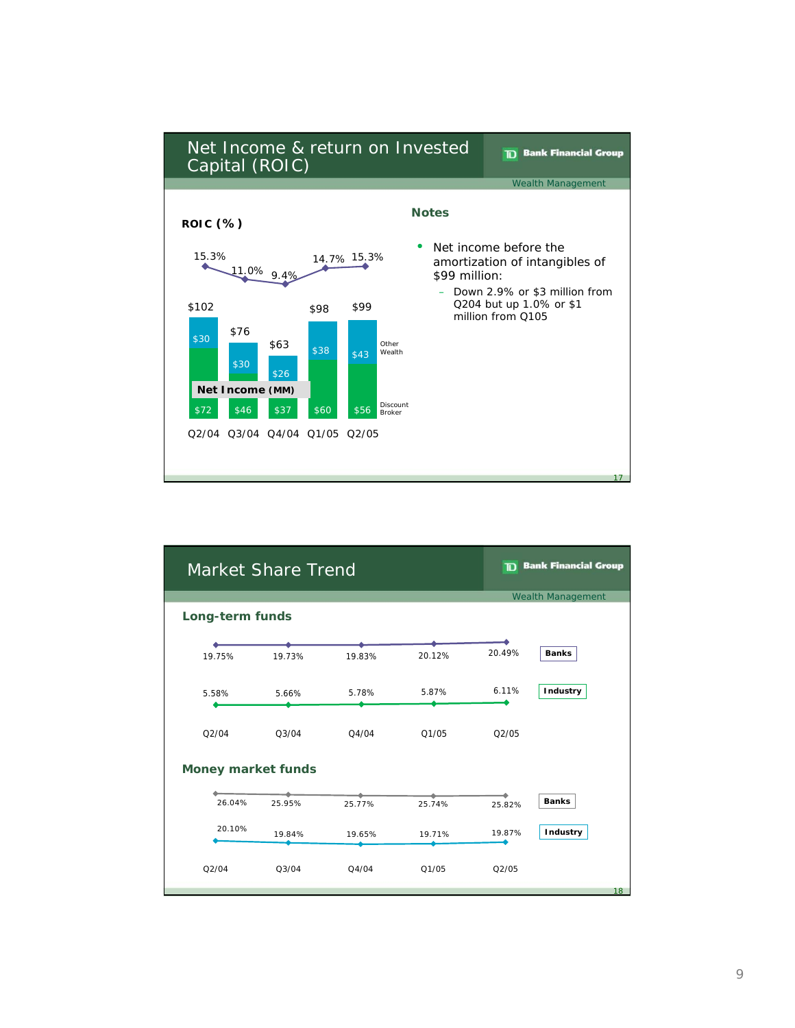## Net Income & return on Invested Capital (ROIC)

TD Bank Financial Group — Wealth Management

**ROIC (%)**

| | Q2/04 | Q3/04 | Q4/04 | Q1/05 | Q2/05 |
|---|---|---|---|---|---|
| ROIC | 15.3% | 11.0% | 9.4% | 14.7% | 15.3% |

**Net Income (MM)**

| | Q2/04 | Q3/04 | Q4/04 | Q1/05 | Q2/05 |
|---|---|---|---|---|---|
| Other Wealth | $30 | $30 | $26 | $38 | $43 |
| Discount Broker | $72 | $46 | $37 | $60 | $56 |
| Total | $102 | $76 | $63 | $98 | $99 |

### Notes

- Net income before the amortization of intangibles of $99 million:
  - Down 2.9% or $3 million from Q204 but up 1.0% or $1 million from Q105

## Market Share Trend

TD Bank Financial Group — Wealth Management

### Long-term funds

| | Q2/04 | Q3/04 | Q4/04 | Q1/05 | Q2/05 |
|---|---|---|---|---|---|
| Banks | 19.75% | 19.73% | 19.83% | 20.12% | 20.49% |
| Industry | 5.58% | 5.66% | 5.78% | 5.87% | 6.11% |

### Money market funds

| | Q2/04 | Q3/04 | Q4/04 | Q1/05 | Q2/05 |
|---|---|---|---|---|---|
| Banks | 26.04% | 25.95% | 25.77% | 25.74% | 25.82% |
| Industry | 20.10% | 19.84% | 19.65% | 19.71% | 19.87% |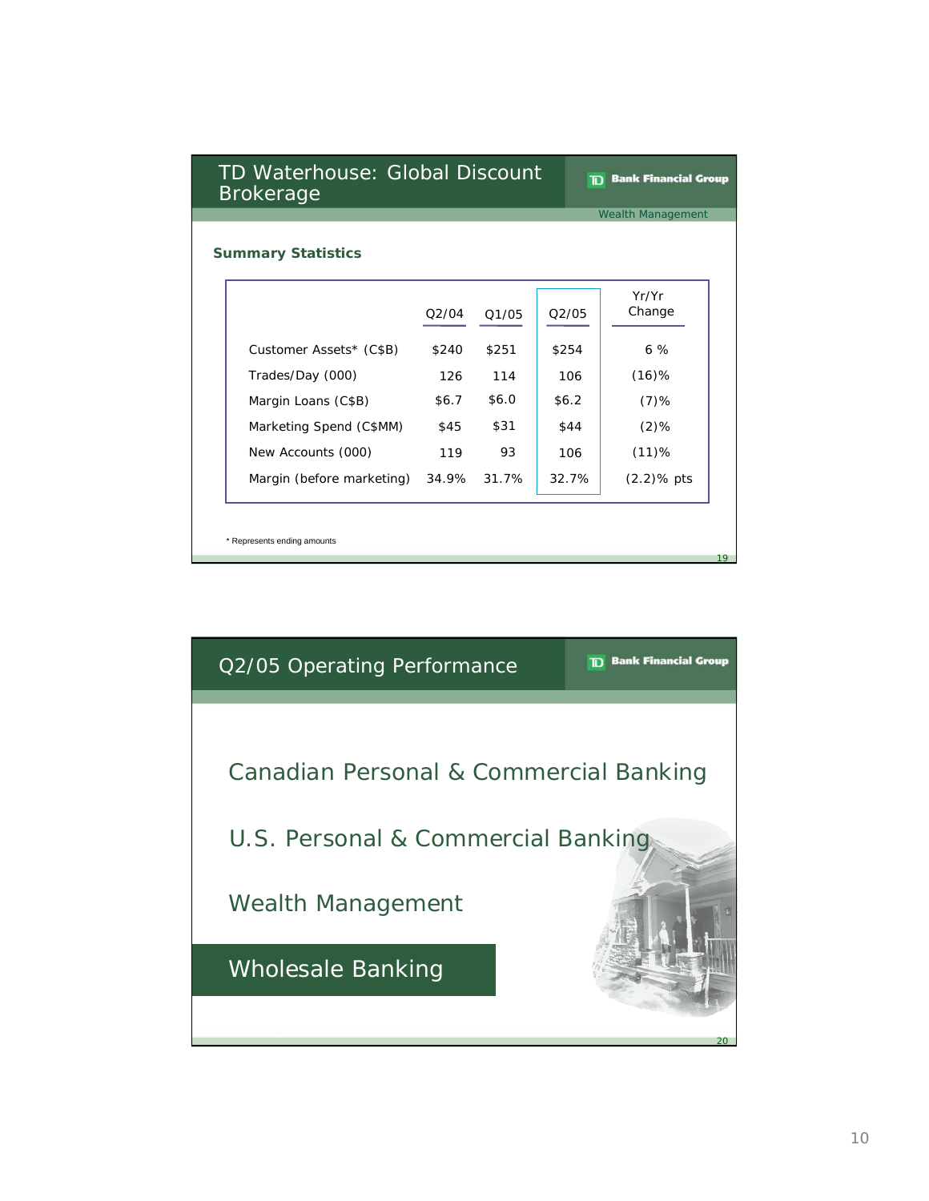## TD Waterhouse: Global Discount Brokerage

TD Bank Financial Group

Wealth Management

**Summary Statistics**

| | Q2/04 | Q1/05 | Q2/05 | Yr/Yr Change |
|---|---|---|---|---|
| Customer Assets* (C$B) | $240 | $251 | $254 | 6 % |
| Trades/Day (000) | 126 | 114 | 106 | (16)% |
| Margin Loans (C$B) | $6.7 | $6.0 | $6.2 | (7)% |
| Marketing Spend (C$MM) | $45 | $31 | $44 | (2)% |
| New Accounts (000) | 119 | 93 | 106 | (11)% |
| Margin (before marketing) | 34.9% | 31.7% | 32.7% | (2.2)% pts |

\* Represents ending amounts

## Q2/05 Operating Performance

TD Bank Financial Group

Canadian Personal & Commercial Banking

U.S. Personal & Commercial Banking

Wealth Management

**Wholesale Banking**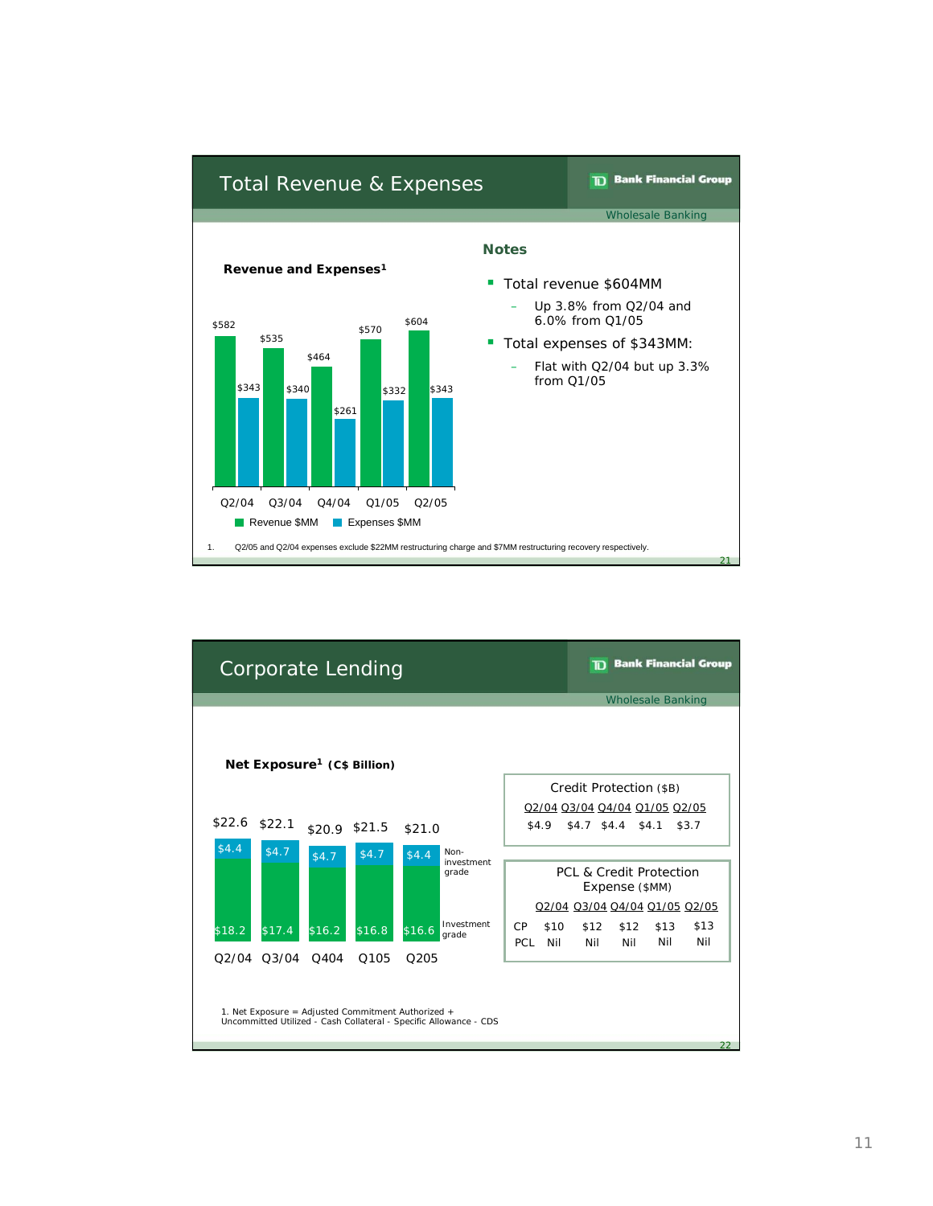## Total Revenue & Expenses

TD Bank Financial Group

Wholesale Banking

**Revenue and Expenses[1]**

| | Q2/04 | Q3/04 | Q4/04 | Q1/05 | Q2/05 |
|---|---|---|---|---|---|
| Revenue $MM | $582 | $535 | $464 | $570 | $604 |
| Expenses $MM | $343 | $340 | $261 | $332 | $343 |

### Notes

- Total revenue $604MM
  - Up 3.8% from Q2/04 and 6.0% from Q1/05
- Total expenses of $343MM:
  - Flat with Q2/04 but up 3.3% from Q1/05

1. Q2/05 and Q2/04 expenses exclude $22MM restructuring charge and $7MM restructuring recovery respectively.

## Corporate Lending

TD Bank Financial Group

Wholesale Banking

**Net Exposure[1] (C$ Billion)**

| | Q2/04 | Q3/04 | Q404 | Q105 | Q205 |
|---|---|---|---|---|---|
| Total | $22.6 | $22.1 | $20.9 | $21.5 | $21.0 |
| Non-investment grade | $4.4 | $4.7 | $4.7 | $4.7 | $4.4 |
| Investment grade | $18.2 | $17.4 | $16.2 | $16.8 | $16.6 |

**Credit Protection ($B)**

| Q2/04 | Q3/04 | Q4/04 | Q1/05 | Q2/05 |
|---|---|---|---|---|
| $4.9 | $4.7 | $4.4 | $4.1 | $3.7 |

**PCL & Credit Protection Expense ($MM)**

| | Q2/04 | Q3/04 | Q4/04 | Q1/05 | Q2/05 |
|---|---|---|---|---|---|
| CP | $10 | $12 | $12 | $13 | $13 |
| PCL | Nil | Nil | Nil | Nil | Nil |

1. Net Exposure = Adjusted Commitment Authorized + Uncommitted Utilized - Cash Collateral - Specific Allowance - CDS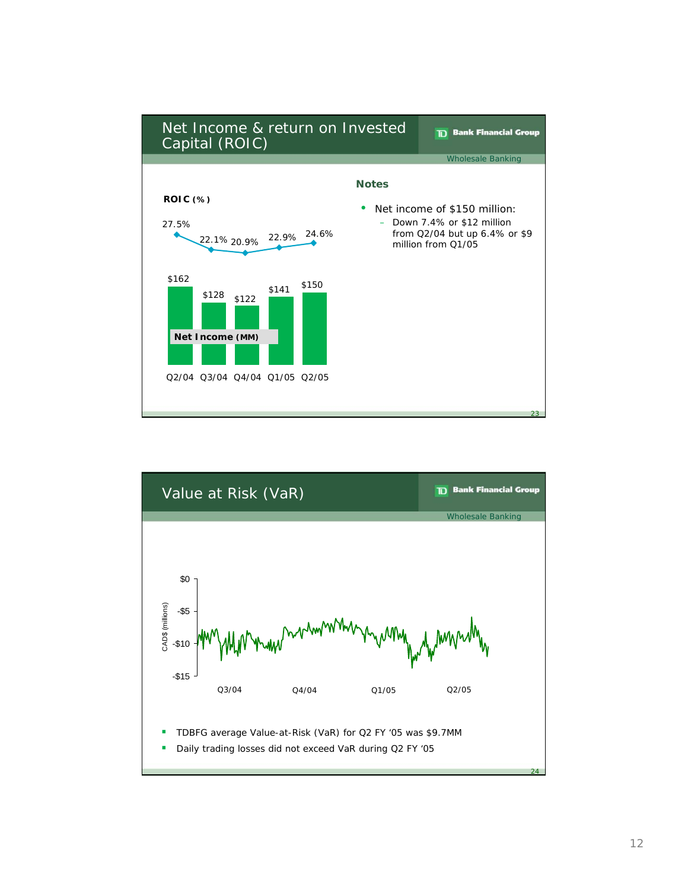## Net Income & return on Invested Capital (ROIC)

TD Bank Financial Group — Wholesale Banking

**ROIC (%)**

| | Q2/04 | Q3/04 | Q4/04 | Q1/05 | Q2/05 |
|---|---|---|---|---|---|
| ROIC (%) | 27.5% | 22.1% | 20.9% | 22.9% | 24.6% |
| Net Income (MM) | $162 | $128 | $122 | $141 | $150 |

**Notes**

- Net income of $150 million:
  - Down 7.4% or $12 million from Q2/04 but up 6.4% or $9 million from Q1/05

## Value at Risk (VaR)

TD Bank Financial Group — Wholesale Banking

CAD$ (millions): $0, -$5, -$10, -$15

Q3/04 Q4/04 Q1/05 Q2/05

- TDBFG average Value-at-Risk (VaR) for Q2 FY '05 was $9.7MM
- Daily trading losses did not exceed VaR during Q2 FY '05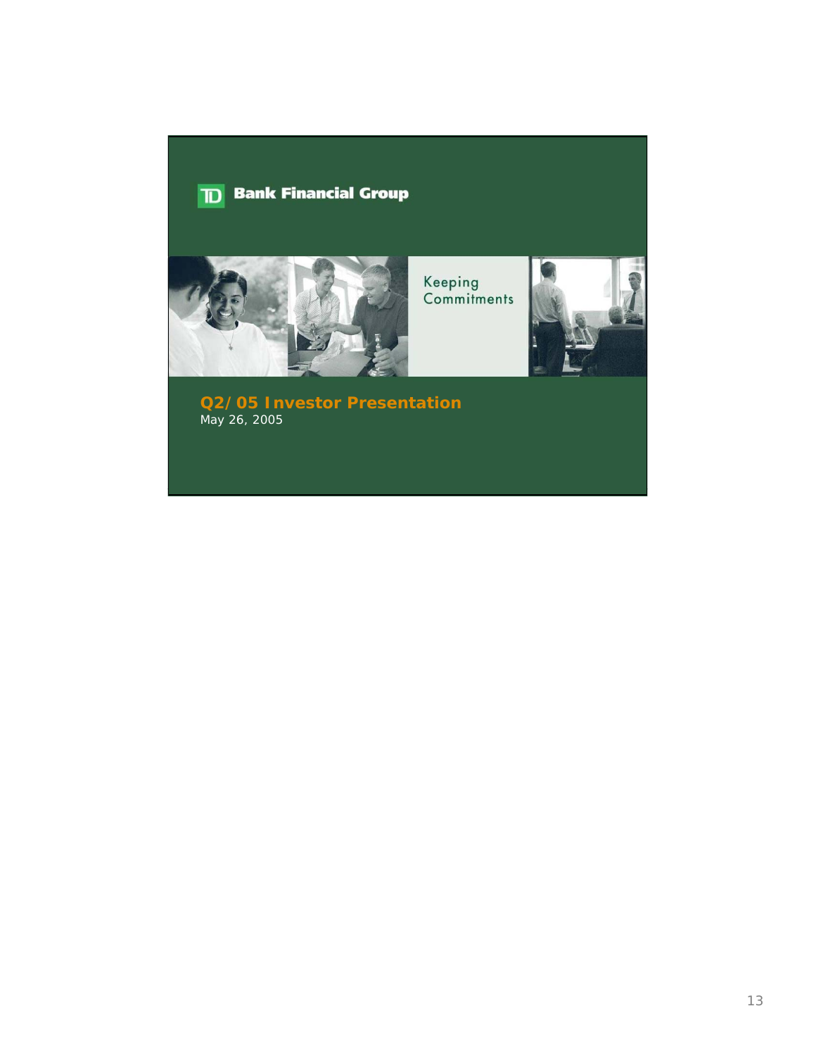TD Bank Financial Group

Keeping Commitments

**Q2/05 Investor Presentation**

May 26, 2005